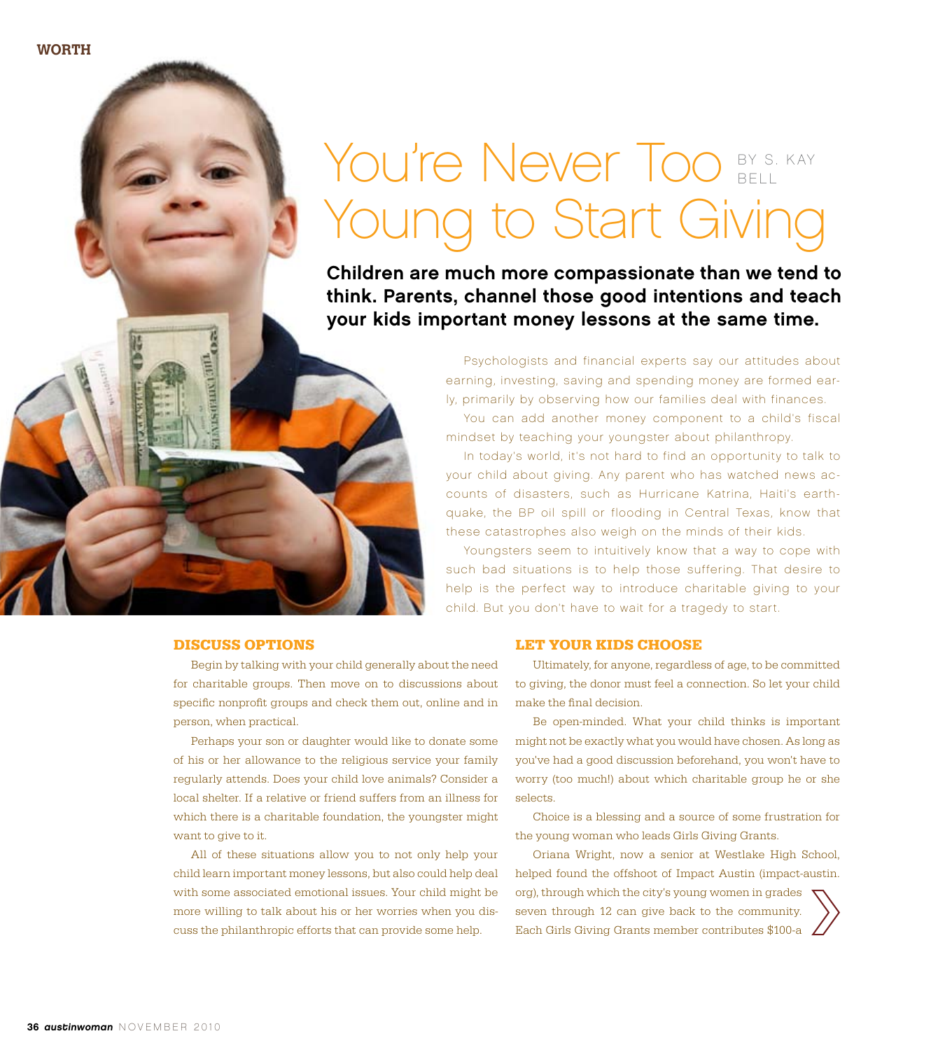# You're Never Too Young to Start Giving

BY S. KAY BELL

**Children are much more compassionate than we tend to think. Parents, channel those good intentions and teach your kids important money lessons at the same time.**

Psychologists and financial experts say our attitudes about earning, investing, saving and spending money are formed early, primarily by observing how our families deal with finances.

You can add another money component to a child's fiscal mindset by teaching your youngster about philanthropy.

In today's world, it's not hard to find an opportunity to talk to your child about giving. Any parent who has watched news accounts of disasters, such as Hurricane Katrina, Haiti's earthquake, the BP oil spill or flooding in Central Texas, know that these catastrophes also weigh on the minds of their kids.

Youngsters seem to intuitively know that a way to cope with such bad situations is to help those suffering. That desire to help is the perfect way to introduce charitable giving to your child. But you don't have to wait for a tragedy to start.

## DISCUSS OPTIONS

Begin by talking with your child generally about the need for charitable groups. Then move on to discussions about specific nonprofit groups and check them out, online and in person, when practical.

Perhaps your son or daughter would like to donate some of his or her allowance to the religious service your family regularly attends. Does your child love animals? Consider a local shelter. If a relative or friend suffers from an illness for which there is a charitable foundation, the youngster might want to give to it.

All of these situations allow you to not only help your child learn important money lessons, but also could help deal with some associated emotional issues. Your child might be more willing to talk about his or her worries when you discuss the philanthropic efforts that can provide some help.

## LET YOUR KIDS CHOOSE

Ultimately, for anyone, regardless of age, to be committed to giving, the donor must feel a connection. So let your child make the final decision.

Be open-minded. What your child thinks is important might not be exactly what you would have chosen. As long as you've had a good discussion beforehand, you won't have to worry (too much!) about which charitable group he or she selects.

Choice is a blessing and a source of some frustration for the young woman who leads Girls Giving Grants.

Oriana Wright, now a senior at Westlake High School, helped found the offshoot of Impact Austin (impact-austin.org), through which the city's young women in grades seven through 12 can give back to the community. Each Girls Giving Grants member contributes $100-a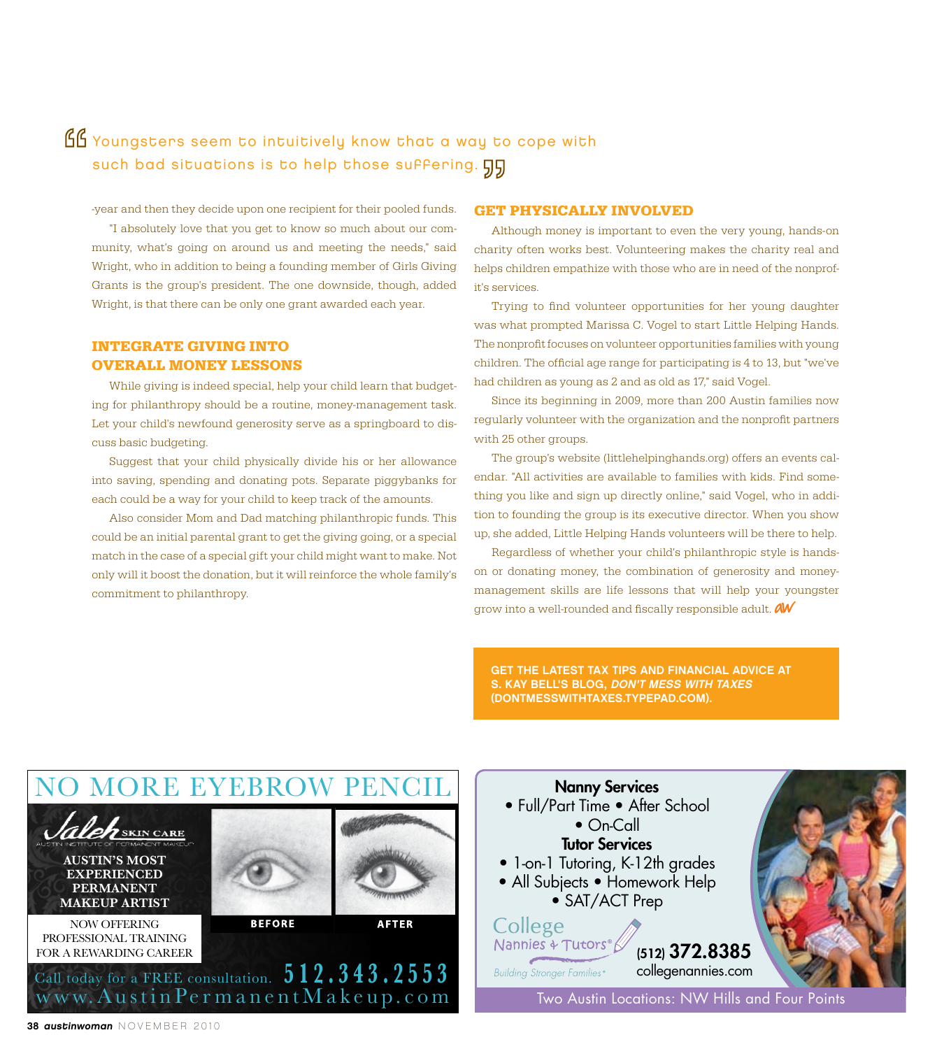> Youngsters seem to intuitively know that a way to cope with such bad situations is to help those suffering.

-year and then they decide upon one recipient for their pooled funds.

"I absolutely love that you get to know so much about our community, what's going on around us and meeting the needs," said Wright, who in addition to being a founding member of Girls Giving Grants is the group's president. The one downside, though, added Wright, is that there can be only one grant awarded each year.

## INTEGRATE GIVING INTO OVERALL MONEY LESSONS

While giving is indeed special, help your child learn that budgeting for philanthropy should be a routine, money-management task. Let your child's newfound generosity serve as a springboard to discuss basic budgeting.

Suggest that your child physically divide his or her allowance into saving, spending and donating pots. Separate piggybanks for each could be a way for your child to keep track of the amounts.

Also consider Mom and Dad matching philanthropic funds. This could be an initial parental grant to get the giving going, or a special match in the case of a special gift your child might want to make. Not only will it boost the donation, but it will reinforce the whole family's commitment to philanthropy.

## GET PHYSICALLY INVOLVED

Although money is important to even the very young, hands-on charity often works best. Volunteering makes the charity real and helps children empathize with those who are in need of the nonprofit's services.

Trying to find volunteer opportunities for her young daughter was what prompted Marissa C. Vogel to start Little Helping Hands. The nonprofit focuses on volunteer opportunities families with young children. The official age range for participating is 4 to 13, but "we've had children as young as 2 and as old as 17," said Vogel.

Since its beginning in 2009, more than 200 Austin families now regularly volunteer with the organization and the nonprofit partners with 25 other groups.

The group's website (littlehelpinghands.org) offers an events calendar. "All activities are available to families with kids. Find something you like and sign up directly online," said Vogel, who in addition to founding the group is its executive director. When you show up, she added, Little Helping Hands volunteers will be there to help.

Regardless of whether your child's philanthropic style is hands-on or donating money, the combination of generosity and money-management skills are life lessons that will help your youngster grow into a well-rounded and fiscally responsible adult. AW

**GET THE LATEST TAX TIPS AND FINANCIAL ADVICE AT S. KAY BELL'S BLOG, *DON'T MESS WITH TAXES* (DONTMESSWITHTAXES.TYPEPAD.COM).**

NO MORE EYEBROW PENCIL

Saleh SKIN CARE
AUSTIN INSTITUTE OF PERMANENT MAKEUP

AUSTIN'S MOST EXPERIENCED PERMANENT MAKEUP ARTIST

NOW OFFERING PROFESSIONAL TRAINING FOR A REWARDING CAREER

BEFORE AFTER

Call today for a FREE consultation. 512.343.2553
www.AustinPermanentMakeup.com

**Nanny Services**
- Full/Part Time • After School
- On-Call

**Tutor Services**
- 1-on-1 Tutoring, K-12th grades
- All Subjects • Homework Help
- SAT/ACT Prep

College Nannies + Tutors®
Building Stronger Families®

(512) 372.8385
collegenannies.com

Two Austin Locations: NW Hills and Four Points